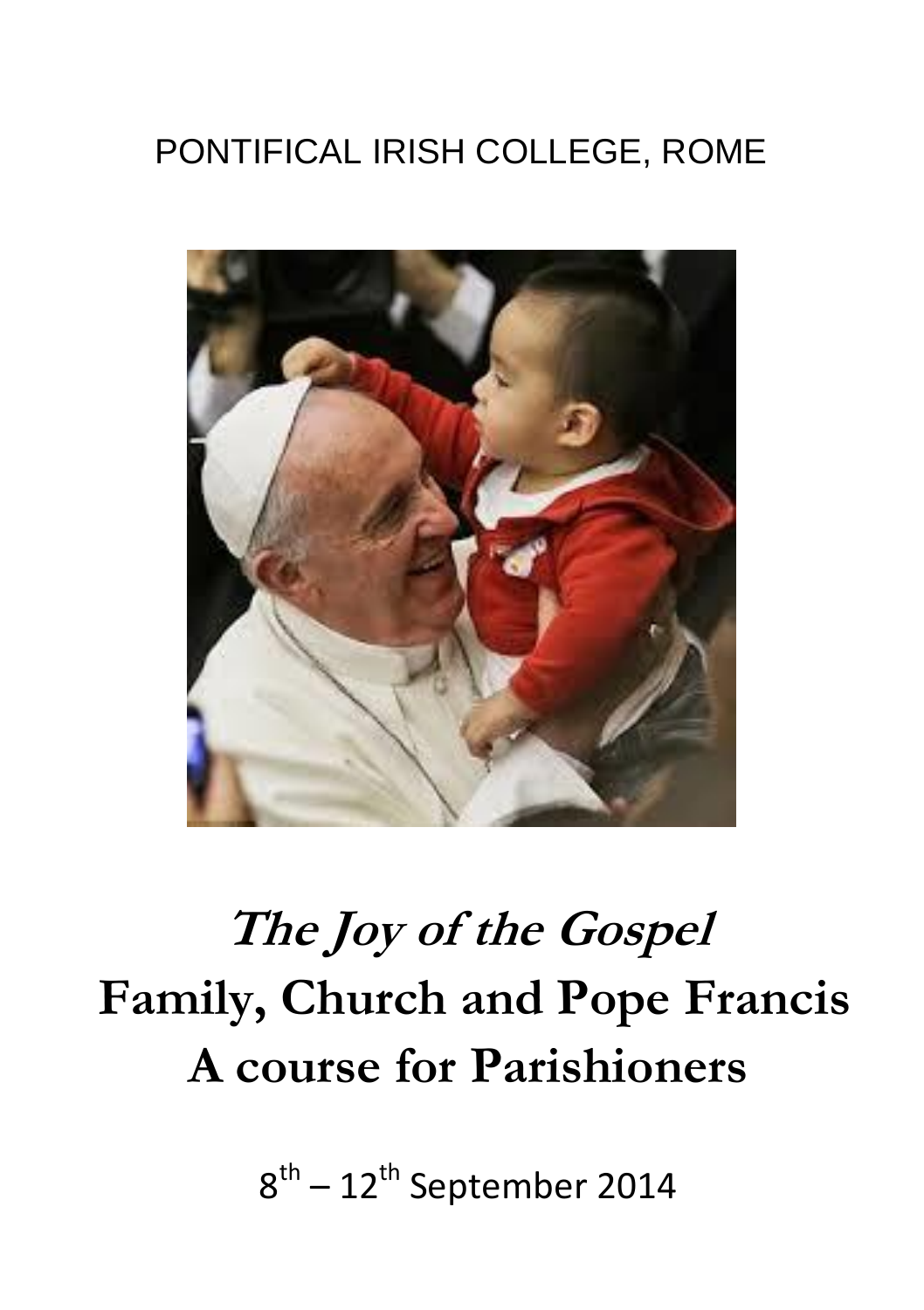PONTIFICAL IRISH COLLEGE, ROME

# *The Joy of the Gospel*

# Family, Church and Pope Francis

# A course for Parishioners

8th – 12th September 2014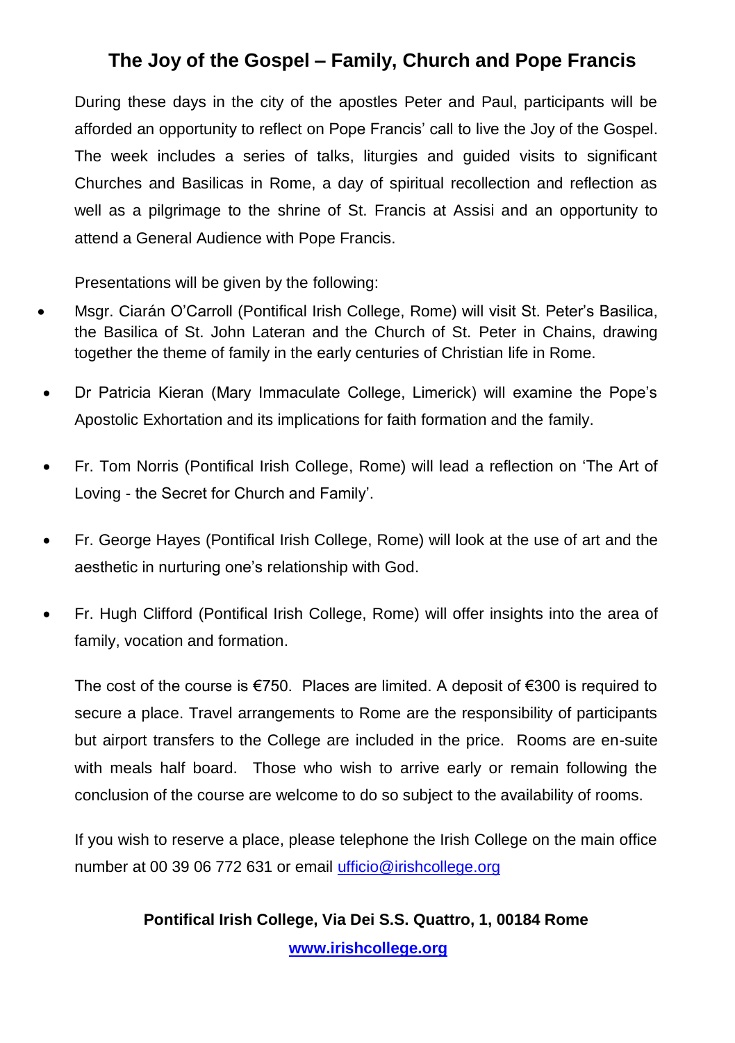# The Joy of the Gospel – Family, Church and Pope Francis

During these days in the city of the apostles Peter and Paul, participants will be afforded an opportunity to reflect on Pope Francis' call to live the Joy of the Gospel. The week includes a series of talks, liturgies and guided visits to significant Churches and Basilicas in Rome, a day of spiritual recollection and reflection as well as a pilgrimage to the shrine of St. Francis at Assisi and an opportunity to attend a General Audience with Pope Francis.

Presentations will be given by the following:

- Msgr. Ciarán O'Carroll (Pontifical Irish College, Rome) will visit St. Peter's Basilica, the Basilica of St. John Lateran and the Church of St. Peter in Chains, drawing together the theme of family in the early centuries of Christian life in Rome.
- Dr Patricia Kieran (Mary Immaculate College, Limerick) will examine the Pope's Apostolic Exhortation and its implications for faith formation and the family.
- Fr. Tom Norris (Pontifical Irish College, Rome) will lead a reflection on 'The Art of Loving - the Secret for Church and Family'.
- Fr. George Hayes (Pontifical Irish College, Rome) will look at the use of art and the aesthetic in nurturing one's relationship with God.
- Fr. Hugh Clifford (Pontifical Irish College, Rome) will offer insights into the area of family, vocation and formation.

The cost of the course is €750. Places are limited. A deposit of €300 is required to secure a place. Travel arrangements to Rome are the responsibility of participants but airport transfers to the College are included in the price. Rooms are en-suite with meals half board. Those who wish to arrive early or remain following the conclusion of the course are welcome to do so subject to the availability of rooms.

If you wish to reserve a place, please telephone the Irish College on the main office number at 00 39 06 772 631 or email ufficio@irishcollege.org

**Pontifical Irish College, Via Dei S.S. Quattro, 1, 00184 Rome**

**www.irishcollege.org**